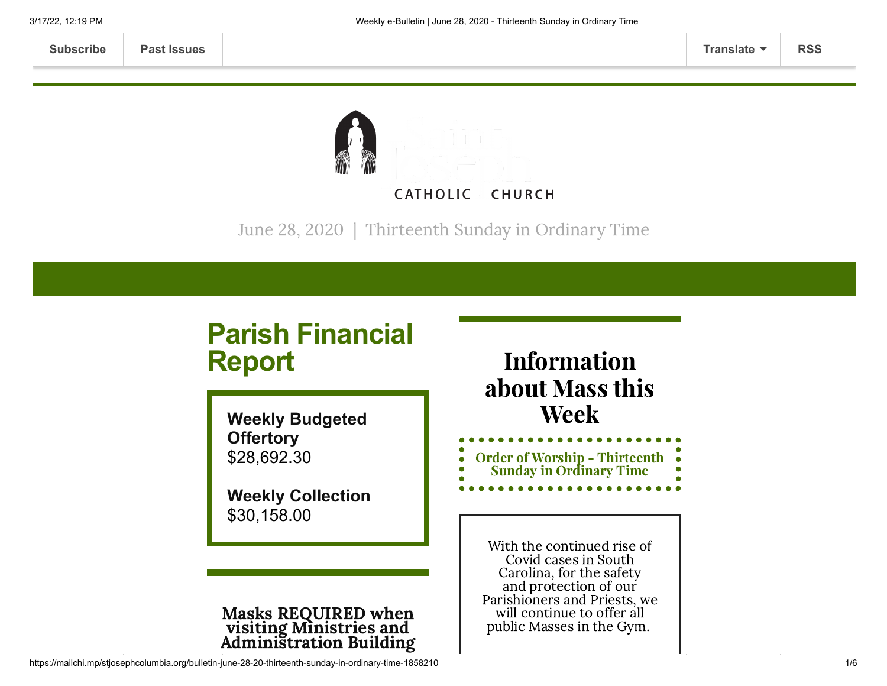Subscribe | Past Issues | Translate | RSS

CATHOLIC CHURCH

June 28, 2020 | Thirteenth Sunday in Ordinary Time

## Parish Financial Report

**Weekly Budgeted Offertory**
$28,692.30

**Weekly Collection**
$30,158.00

### Masks REQUIRED when visiting Ministries and Administration Building

## Information about Mass this Week

Order of Worship - Thirteenth Sunday in Ordinary Time

With the continued rise of Covid cases in South Carolina, for the safety and protection of our Parishioners and Priests, we will continue to offer all public Masses in the Gym.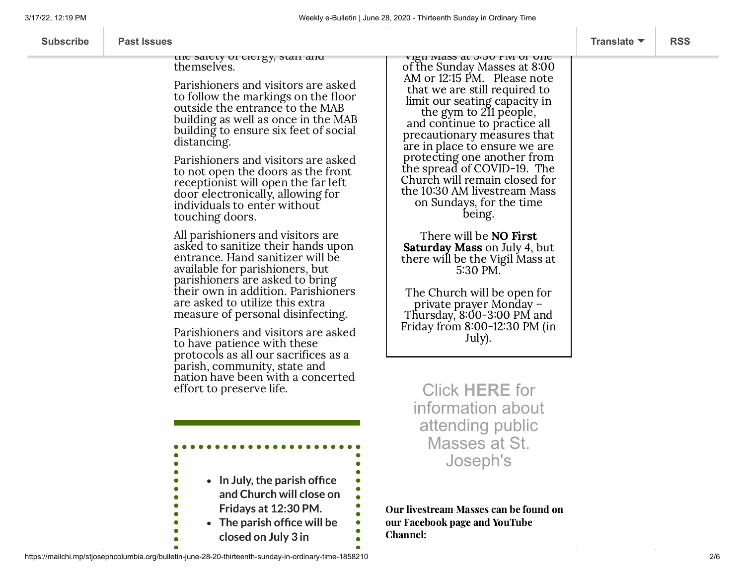the safety of clergy, staff and themselves.

Parishioners and visitors are asked to follow the markings on the floor outside the entrance to the MAB building as well as once in the MAB building to ensure six feet of social distancing.

Parishioners and visitors are asked to not open the doors as the front receptionist will open the far left door electronically, allowing for individuals to enter without touching doors.

All parishioners and visitors are asked to sanitize their hands upon entrance. Hand sanitizer will be available for parishioners, but parishioners are asked to bring their own in addition. Parishioners are asked to utilize this extra measure of personal disinfecting.

Parishioners and visitors are asked to have patience with these protocols as all our sacrifices as a parish, community, state and nation have been with a concerted effort to preserve life.

- **In July, the parish office and Church will close on Fridays at 12:30 PM.**
- **The parish office will be closed on July 3 in**

Vigil Mass at 5:30 PM or one of the Sunday Masses at 8:00 AM or 12:15 PM. Please note that we are still required to limit our seating capacity in the gym to 211 people, and continue to practice all precautionary measures that are in place to ensure we are protecting one another from the spread of COVID-19. The Church will remain closed for the 10:30 AM livestream Mass on Sundays, for the time being.

There will be **NO First Saturday Mass** on July 4, but there will be the Vigil Mass at 5:30 PM.

The Church will be open for private prayer Monday – Thursday, 8:00-3:00 PM and Friday from 8:00-12:30 PM (in July).

Click **HERE** for information about attending public Masses at St. Joseph's

**Our livestream Masses can be found on our Facebook page and YouTube Channel:**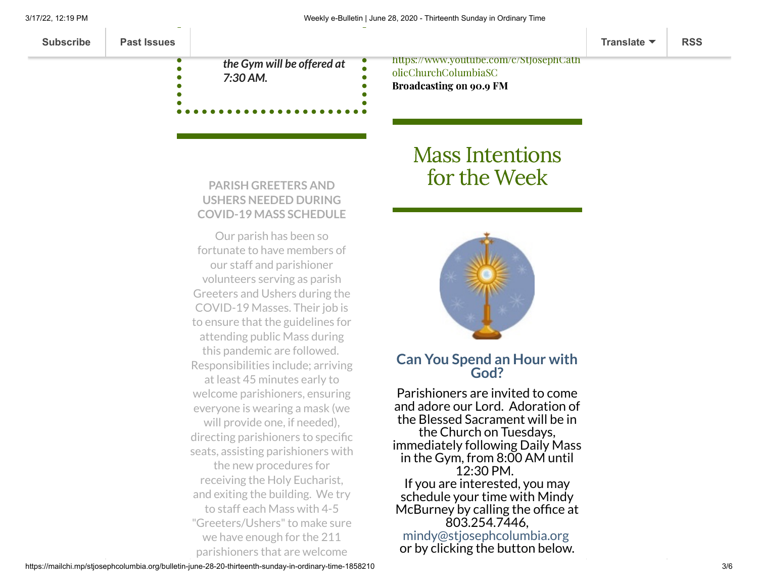***the Gym will be offered at 7:30 AM.***

https://www.youtube.com/c/StJosephCatholicChurchColumbiaSC
**Broadcasting on 90.9 FM**

# Mass Intentions for the Week

**PARISH GREETERS AND USHERS NEEDED DURING COVID-19 MASS SCHEDULE**

Our parish has been so fortunate to have members of our staff and parishioner volunteers serving as parish Greeters and Ushers during the COVID-19 Masses. Their job is to ensure that the guidelines for attending public Mass during this pandemic are followed. Responsibilities include; arriving at least 45 minutes early to welcome parishioners, ensuring everyone is wearing a mask (we will provide one, if needed), directing parishioners to specific seats, assisting parishioners with the new procedures for receiving the Holy Eucharist, and exiting the building. We try to staff each Mass with 4-5 "Greeters/Ushers" to make sure we have enough for the 211 parishioners that are welcome

## Can You Spend an Hour with God?

Parishioners are invited to come and adore our Lord. Adoration of the Blessed Sacrament will be in the Church on Tuesdays, immediately following Daily Mass in the Gym, from 8:00 AM until 12:30 PM.
If you are interested, you may schedule your time with Mindy McBurney by calling the office at 803.254.7446,
mindy@stjosephcolumbia.org
or by clicking the button below.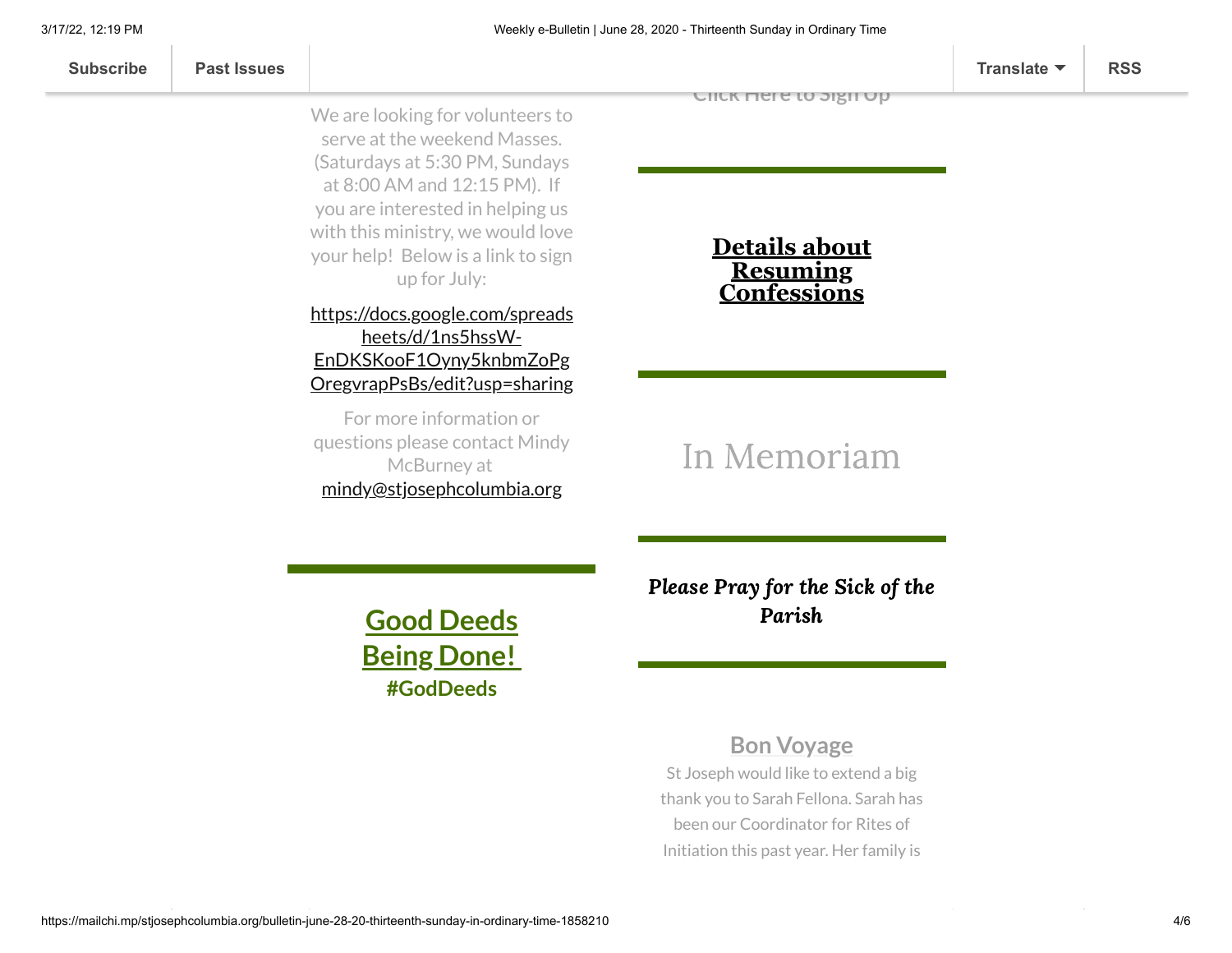We are looking for volunteers to serve at the weekend Masses. (Saturdays at 5:30 PM, Sundays at 8:00 AM and 12:15 PM). If you are interested in helping us with this ministry, we would love your help! Below is a link to sign up for July:

https://docs.google.com/spreadsheets/d/1ns5hssW-EnDKSKooF1Oyny5knbmZoPgOregvrapPsBs/edit?usp=sharing

For more information or questions please contact Mindy McBurney at mindy@stjosephcolumbia.org

## Good Deeds Being Done!

**#GodDeeds**

Click Here to Sign Up

## Details about Resuming Confessions

# In Memoriam

### *Please Pray for the Sick of the Parish*

## Bon Voyage

St Joseph would like to extend a big thank you to Sarah Fellona. Sarah has been our Coordinator for Rites of Initiation this past year. Her family is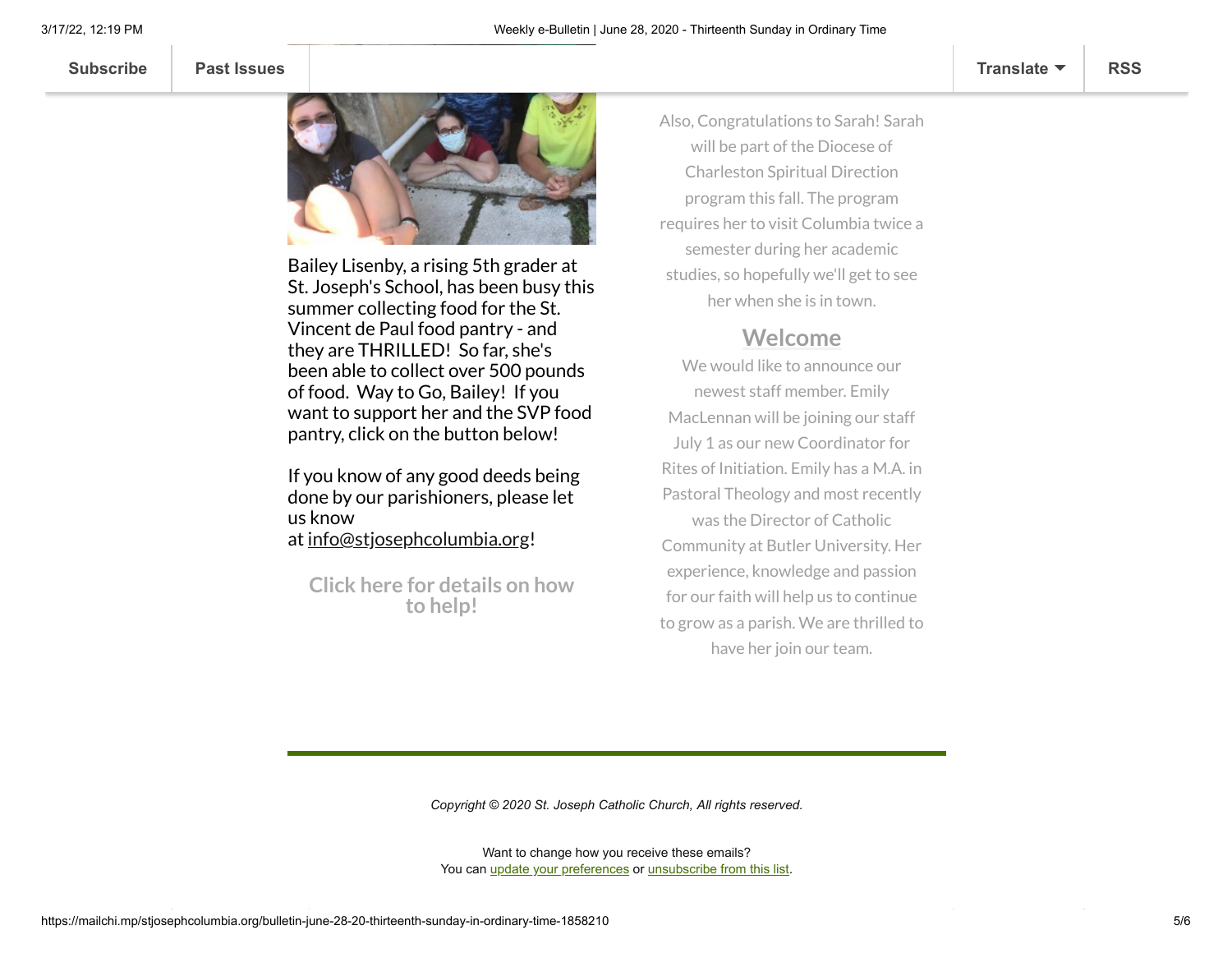Bailey Lisenby, a rising 5th grader at St. Joseph's School, has been busy this summer collecting food for the St. Vincent de Paul food pantry - and they are THRILLED! So far, she's been able to collect over 500 pounds of food. Way to Go, Bailey! If you want to support her and the SVP food pantry, click on the button below!

If you know of any good deeds being done by our parishioners, please let us know at info@stjosephcolumbia.org!

**Click here for details on how to help!**

Also, Congratulations to Sarah! Sarah will be part of the Diocese of Charleston Spiritual Direction program this fall. The program requires her to visit Columbia twice a semester during her academic studies, so hopefully we'll get to see her when she is in town.

## Welcome

We would like to announce our newest staff member. Emily MacLennan will be joining our staff July 1 as our new Coordinator for Rites of Initiation. Emily has a M.A. in Pastoral Theology and most recently was the Director of Catholic Community at Butler University. Her experience, knowledge and passion for our faith will help us to continue to grow as a parish. We are thrilled to have her join our team.

---

*Copyright © 2020 St. Joseph Catholic Church, All rights reserved.*

Want to change how you receive these emails?
You can update your preferences or unsubscribe from this list.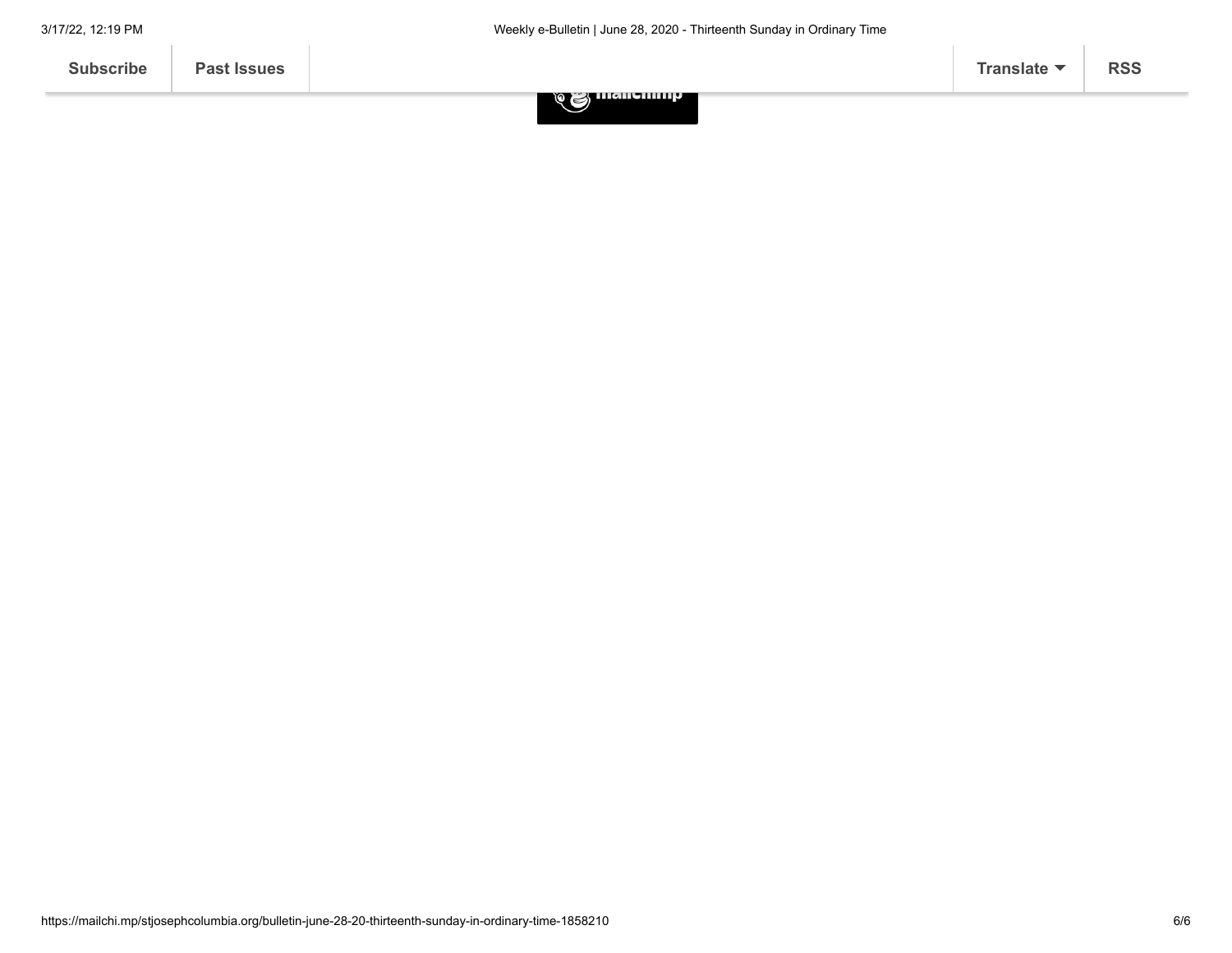Subscribe | Past Issues | Translate | RSS